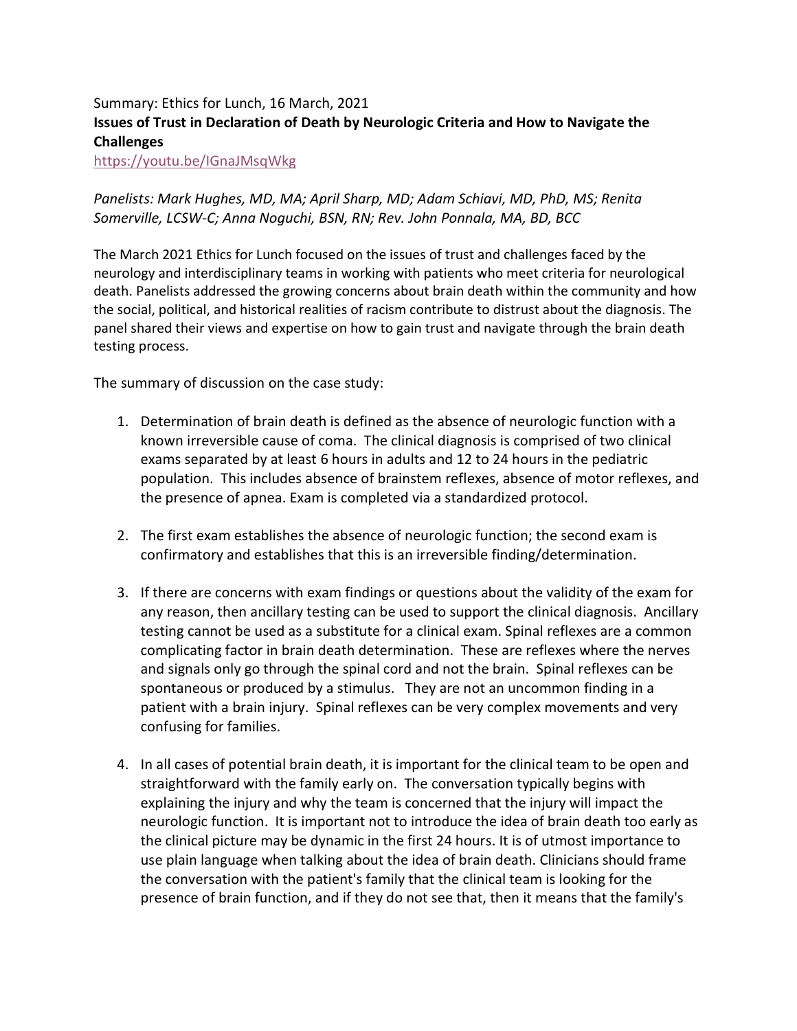Summary: Ethics for Lunch, 16 March, 2021

**Issues of Trust in Declaration of Death by Neurologic Criteria and How to Navigate the Challenges**

https://youtu.be/IGnaJMsqWkg

*Panelists: Mark Hughes, MD, MA; April Sharp, MD; Adam Schiavi, MD, PhD, MS; Renita Somerville, LCSW-C; Anna Noguchi, BSN, RN; Rev. John Ponnala, MA, BD, BCC*

The March 2021 Ethics for Lunch focused on the issues of trust and challenges faced by the neurology and interdisciplinary teams in working with patients who meet criteria for neurological death. Panelists addressed the growing concerns about brain death within the community and how the social, political, and historical realities of racism contribute to distrust about the diagnosis. The panel shared their views and expertise on how to gain trust and navigate through the brain death testing process.

The summary of discussion on the case study:

1. Determination of brain death is defined as the absence of neurologic function with a known irreversible cause of coma. The clinical diagnosis is comprised of two clinical exams separated by at least 6 hours in adults and 12 to 24 hours in the pediatric population. This includes absence of brainstem reflexes, absence of motor reflexes, and the presence of apnea. Exam is completed via a standardized protocol.

2. The first exam establishes the absence of neurologic function; the second exam is confirmatory and establishes that this is an irreversible finding/determination.

3. If there are concerns with exam findings or questions about the validity of the exam for any reason, then ancillary testing can be used to support the clinical diagnosis. Ancillary testing cannot be used as a substitute for a clinical exam. Spinal reflexes are a common complicating factor in brain death determination. These are reflexes where the nerves and signals only go through the spinal cord and not the brain. Spinal reflexes can be spontaneous or produced by a stimulus. They are not an uncommon finding in a patient with a brain injury. Spinal reflexes can be very complex movements and very confusing for families.

4. In all cases of potential brain death, it is important for the clinical team to be open and straightforward with the family early on. The conversation typically begins with explaining the injury and why the team is concerned that the injury will impact the neurologic function. It is important not to introduce the idea of brain death too early as the clinical picture may be dynamic in the first 24 hours. It is of utmost importance to use plain language when talking about the idea of brain death. Clinicians should frame the conversation with the patient's family that the clinical team is looking for the presence of brain function, and if they do not see that, then it means that the family's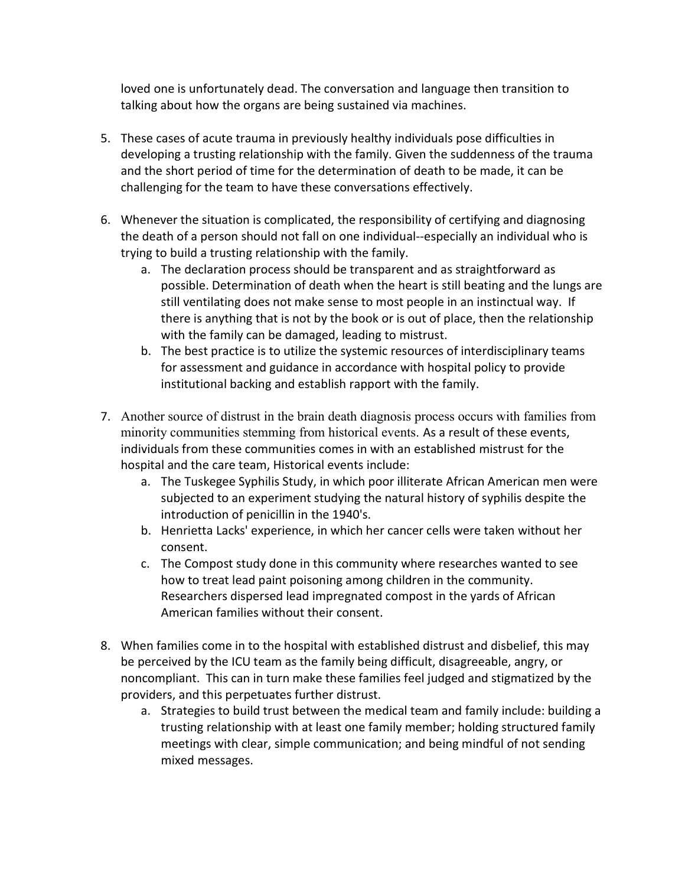loved one is unfortunately dead. The conversation and language then transition to talking about how the organs are being sustained via machines.

5. These cases of acute trauma in previously healthy individuals pose difficulties in developing a trusting relationship with the family. Given the suddenness of the trauma and the short period of time for the determination of death to be made, it can be challenging for the team to have these conversations effectively.

6. Whenever the situation is complicated, the responsibility of certifying and diagnosing the death of a person should not fall on one individual--especially an individual who is trying to build a trusting relationship with the family.
   a. The declaration process should be transparent and as straightforward as possible. Determination of death when the heart is still beating and the lungs are still ventilating does not make sense to most people in an instinctual way. If there is anything that is not by the book or is out of place, then the relationship with the family can be damaged, leading to mistrust.
   b. The best practice is to utilize the systemic resources of interdisciplinary teams for assessment and guidance in accordance with hospital policy to provide institutional backing and establish rapport with the family.

7. Another source of distrust in the brain death diagnosis process occurs with families from minority communities stemming from historical events. As a result of these events, individuals from these communities comes in with an established mistrust for the hospital and the care team, Historical events include:
   a. The Tuskegee Syphilis Study, in which poor illiterate African American men were subjected to an experiment studying the natural history of syphilis despite the introduction of penicillin in the 1940's.
   b. Henrietta Lacks' experience, in which her cancer cells were taken without her consent.
   c. The Compost study done in this community where researches wanted to see how to treat lead paint poisoning among children in the community. Researchers dispersed lead impregnated compost in the yards of African American families without their consent.

8. When families come in to the hospital with established distrust and disbelief, this may be perceived by the ICU team as the family being difficult, disagreeable, angry, or noncompliant. This can in turn make these families feel judged and stigmatized by the providers, and this perpetuates further distrust.
   a. Strategies to build trust between the medical team and family include: building a trusting relationship with at least one family member; holding structured family meetings with clear, simple communication; and being mindful of not sending mixed messages.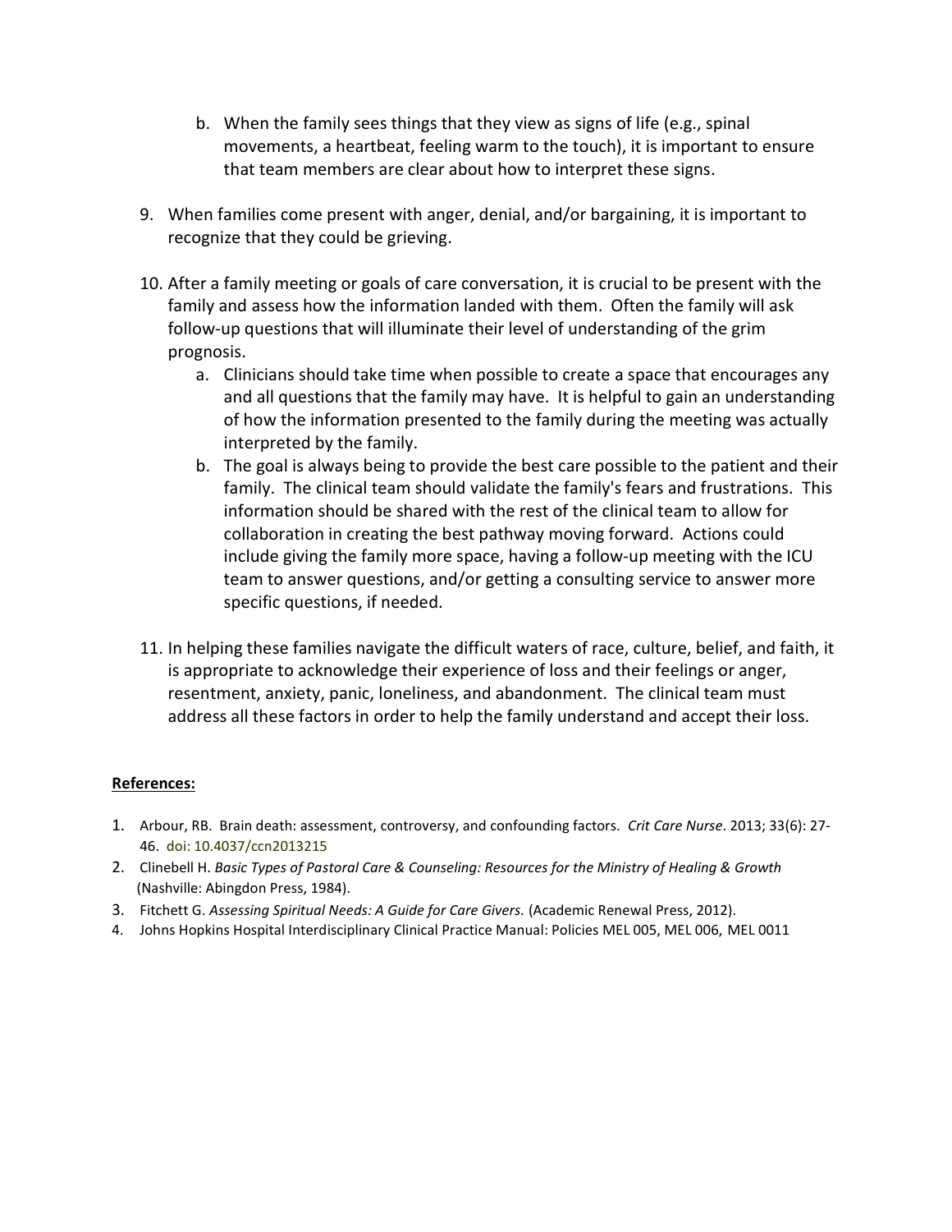b. When the family sees things that they view as signs of life (e.g., spinal movements, a heartbeat, feeling warm to the touch), it is important to ensure that team members are clear about how to interpret these signs.

9. When families come present with anger, denial, and/or bargaining, it is important to recognize that they could be grieving.

10. After a family meeting or goals of care conversation, it is crucial to be present with the family and assess how the information landed with them. Often the family will ask follow-up questions that will illuminate their level of understanding of the grim prognosis.
    a. Clinicians should take time when possible to create a space that encourages any and all questions that the family may have. It is helpful to gain an understanding of how the information presented to the family during the meeting was actually interpreted by the family.
    b. The goal is always being to provide the best care possible to the patient and their family. The clinical team should validate the family's fears and frustrations. This information should be shared with the rest of the clinical team to allow for collaboration in creating the best pathway moving forward. Actions could include giving the family more space, having a follow-up meeting with the ICU team to answer questions, and/or getting a consulting service to answer more specific questions, if needed.

11. In helping these families navigate the difficult waters of race, culture, belief, and faith, it is appropriate to acknowledge their experience of loss and their feelings or anger, resentment, anxiety, panic, loneliness, and abandonment. The clinical team must address all these factors in order to help the family understand and accept their loss.

**References:**

1. Arbour, RB. Brain death: assessment, controversy, and confounding factors. *Crit Care Nurse*. 2013; 33(6): 27-46. doi: 10.4037/ccn2013215
2. Clinebell H. *Basic Types of Pastoral Care & Counseling: Resources for the Ministry of Healing & Growth* (Nashville: Abingdon Press, 1984).
3. Fitchett G. *Assessing Spiritual Needs: A Guide for Care Givers.* (Academic Renewal Press, 2012).
4. Johns Hopkins Hospital Interdisciplinary Clinical Practice Manual: Policies MEL 005, MEL 006, MEL 0011